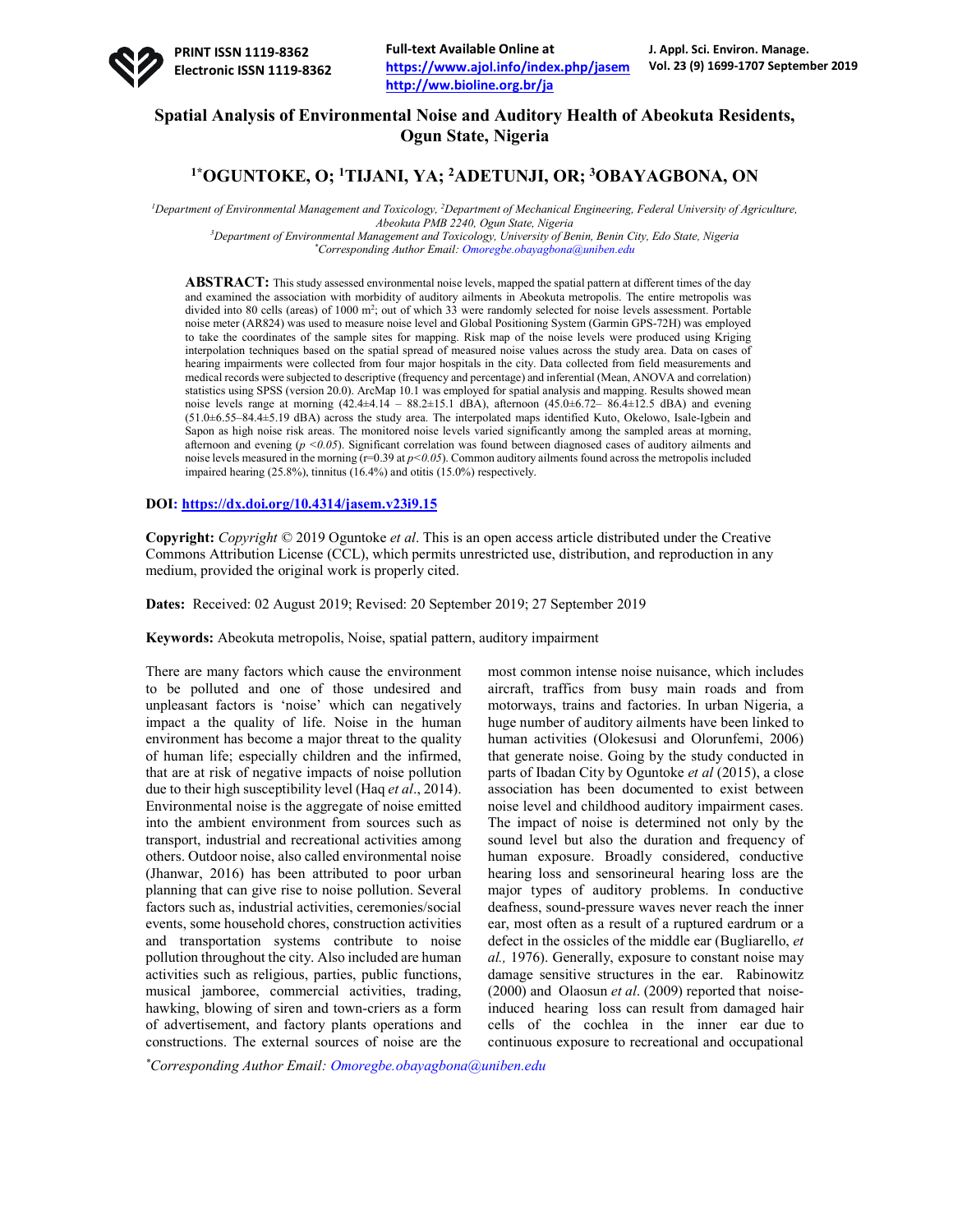# Spatial Analysis of Environmental Noise and Auditory Health of Abeokuta Residents, Ogun State, Nigeria

**[1*]OGUNTOKE, O; [1]TIJANI, YA; [2]ADETUNJI, OR; [3]OBAYAGBONA, ON**

[1]Department of Environmental Management and Toxicology, [2]Department of Mechanical Engineering, Federal University of Agriculture, Abeokuta PMB 2240, Ogun State, Nigeria
[3]Department of Environmental Management and Toxicology, University of Benin, Benin City, Edo State, Nigeria
*Corresponding Author Email: Omoregbe.obayagbona@uniben.edu

**ABSTRACT:** This study assessed environmental noise levels, mapped the spatial pattern at different times of the day and examined the association with morbidity of auditory ailments in Abeokuta metropolis. The entire metropolis was divided into 80 cells (areas) of 1000 m$^2$; out of which 33 were randomly selected for noise levels assessment. Portable noise meter (AR824) was used to measure noise level and Global Positioning System (Garmin GPS-72H) was employed to take the coordinates of the sample sites for mapping. Risk map of the noise levels were produced using Kriging interpolation techniques based on the spatial spread of measured noise values across the study area. Data on cases of hearing impairments were collected from four major hospitals in the city. Data collected from field measurements and medical records were subjected to descriptive (frequency and percentage) and inferential (Mean, ANOVA and correlation) statistics using SPSS (version 20.0). ArcMap 10.1 was employed for spatial analysis and mapping. Results showed mean noise levels range at morning (42.4±4.14 – 88.2±15.1 dBA), afternoon (45.0±6.72– 86.4±12.5 dBA) and evening (51.0±6.55–84.4±5.19 dBA) across the study area. The interpolated maps identified Kuto, Okelowo, Isale-Igbein and Sapon as high noise risk areas. The monitored noise levels varied significantly among the sampled areas at morning, afternoon and evening ($p < 0.05$). Significant correlation was found between diagnosed cases of auditory ailments and noise levels measured in the morning ($r=0.39$ at $p<0.05$). Common auditory ailments found across the metropolis included impaired hearing (25.8%), tinnitus (16.4%) and otitis (15.0%) respectively.

**DOI:** https://dx.doi.org/10.4314/jasem.v23i9.15

**Copyright:** *Copyright* © 2019 Oguntoke *et al*. This is an open access article distributed under the Creative Commons Attribution License (CCL), which permits unrestricted use, distribution, and reproduction in any medium, provided the original work is properly cited.

**Dates:** Received: 02 August 2019; Revised: 20 September 2019; 27 September 2019

**Keywords:** Abeokuta metropolis, Noise, spatial pattern, auditory impairment

There are many factors which cause the environment to be polluted and one of those undesired and unpleasant factors is 'noise' which can negatively impact a the quality of life. Noise in the human environment has become a major threat to the quality of human life; especially children and the infirmed, that are at risk of negative impacts of noise pollution due to their high susceptibility level (Haq *et al*., 2014). Environmental noise is the aggregate of noise emitted into the ambient environment from sources such as transport, industrial and recreational activities among others. Outdoor noise, also called environmental noise (Jhanwar, 2016) has been attributed to poor urban planning that can give rise to noise pollution. Several factors such as, industrial activities, ceremonies/social events, some household chores, construction activities and transportation systems contribute to noise pollution throughout the city. Also included are human activities such as religious, parties, public functions, musical jamboree, commercial activities, trading, hawking, blowing of siren and town-criers as a form of advertisement, and factory plants operations and constructions. The external sources of noise are the most common intense noise nuisance, which includes aircraft, traffics from busy main roads and from motorways, trains and factories. In urban Nigeria, a huge number of auditory ailments have been linked to human activities (Olokesusi and Olorunfemi, 2006) that generate noise. Going by the study conducted in parts of Ibadan City by Oguntoke *et al* (2015), a close association has been documented to exist between noise level and childhood auditory impairment cases. The impact of noise is determined not only by the sound level but also the duration and frequency of human exposure. Broadly considered, conductive hearing loss and sensorineural hearing loss are the major types of auditory problems. In conductive deafness, sound-pressure waves never reach the inner ear, most often as a result of a ruptured eardrum or a defect in the ossicles of the middle ear (Bugliarello, *et al.,* 1976). Generally, exposure to constant noise may damage sensitive structures in the ear. Rabinowitz (2000) and Olaosun *et al*. (2009) reported that noise-induced hearing loss can result from damaged hair cells of the cochlea in the inner ear due to continuous exposure to recreational and occupational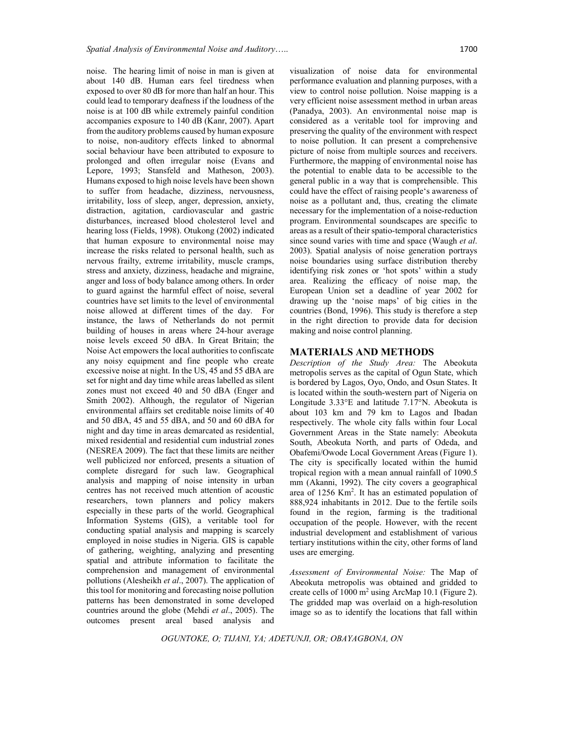noise. The hearing limit of noise in man is given at about 140 dB. Human ears feel tiredness when exposed to over 80 dB for more than half an hour. This could lead to temporary deafness if the loudness of the noise is at 100 dB while extremely painful condition accompanies exposure to 140 dB (Kanr, 2007). Apart from the auditory problems caused by human exposure to noise, non-auditory effects linked to abnormal social behaviour have been attributed to exposure to prolonged and often irregular noise (Evans and Lepore, 1993; Stansfeld and Matheson, 2003). Humans exposed to high noise levels have been shown to suffer from headache, dizziness, nervousness, irritability, loss of sleep, anger, depression, anxiety, distraction, agitation, cardiovascular and gastric disturbances, increased blood cholesterol level and hearing loss (Fields, 1998). Otukong (2002) indicated that human exposure to environmental noise may increase the risks related to personal health, such as nervous frailty, extreme irritability, muscle cramps, stress and anxiety, dizziness, headache and migraine, anger and loss of body balance among others. In order to guard against the harmful effect of noise, several countries have set limits to the level of environmental noise allowed at different times of the day. For instance, the laws of Netherlands do not permit building of houses in areas where 24-hour average noise levels exceed 50 dBA. In Great Britain; the Noise Act empowers the local authorities to confiscate any noisy equipment and fine people who create excessive noise at night. In the US, 45 and 55 dBA are set for night and day time while areas labelled as silent zones must not exceed 40 and 50 dBA (Enger and Smith 2002). Although, the regulator of Nigerian environmental affairs set creditable noise limits of 40 and 50 dBA, 45 and 55 dBA, and 50 and 60 dBA for night and day time in areas demarcated as residential, mixed residential and residential cum industrial zones (NESREA 2009). The fact that these limits are neither well publicized nor enforced, presents a situation of complete disregard for such law. Geographical analysis and mapping of noise intensity in urban centres has not received much attention of acoustic researchers, town planners and policy makers especially in these parts of the world. Geographical Information Systems (GIS), a veritable tool for conducting spatial analysis and mapping is scarcely employed in noise studies in Nigeria. GIS is capable of gathering, weighting, analyzing and presenting spatial and attribute information to facilitate the comprehension and management of environmental pollutions (Alesheikh *et al*., 2007). The application of this tool for monitoring and forecasting noise pollution patterns has been demonstrated in some developed countries around the globe (Mehdi *et al*., 2005). The outcomes present areal based analysis and visualization of noise data for environmental performance evaluation and planning purposes, with a view to control noise pollution. Noise mapping is a very efficient noise assessment method in urban areas (Panadya, 2003). An environmental noise map is considered as a veritable tool for improving and preserving the quality of the environment with respect to noise pollution. It can present a comprehensive picture of noise from multiple sources and receivers. Furthermore, the mapping of environmental noise has the potential to enable data to be accessible to the general public in a way that is comprehensible. This could have the effect of raising people's awareness of noise as a pollutant and, thus, creating the climate necessary for the implementation of a noise-reduction program. Environmental soundscapes are specific to areas as a result of their spatio-temporal characteristics since sound varies with time and space (Waugh *et al*. 2003). Spatial analysis of noise generation portrays noise boundaries using surface distribution thereby identifying risk zones or 'hot spots' within a study area. Realizing the efficacy of noise map, the European Union set a deadline of year 2002 for drawing up the 'noise maps' of big cities in the countries (Bond, 1996). This study is therefore a step in the right direction to provide data for decision making and noise control planning.

## MATERIALS AND METHODS

*Description of the Study Area:* The Abeokuta metropolis serves as the capital of Ogun State, which is bordered by Lagos, Oyo, Ondo, and Osun States. It is located within the south-western part of Nigeria on Longitude 3.33°E and latitude 7.17°N. Abeokuta is about 103 km and 79 km to Lagos and Ibadan respectively. The whole city falls within four Local Government Areas in the State namely: Abeokuta South, Abeokuta North, and parts of Odeda, and Obafemi/Owode Local Government Areas (Figure 1). The city is specifically located within the humid tropical region with a mean annual rainfall of 1090.5 mm (Akanni, 1992). The city covers a geographical area of 1256 Km$^2$. It has an estimated population of 888,924 inhabitants in 2012. Due to the fertile soils found in the region, farming is the traditional occupation of the people. However, with the recent industrial development and establishment of various tertiary institutions within the city, other forms of land uses are emerging.

*Assessment of Environmental Noise:* The Map of Abeokuta metropolis was obtained and gridded to create cells of 1000 m$^2$ using ArcMap 10.1 (Figure 2). The gridded map was overlaid on a high-resolution image so as to identify the locations that fall within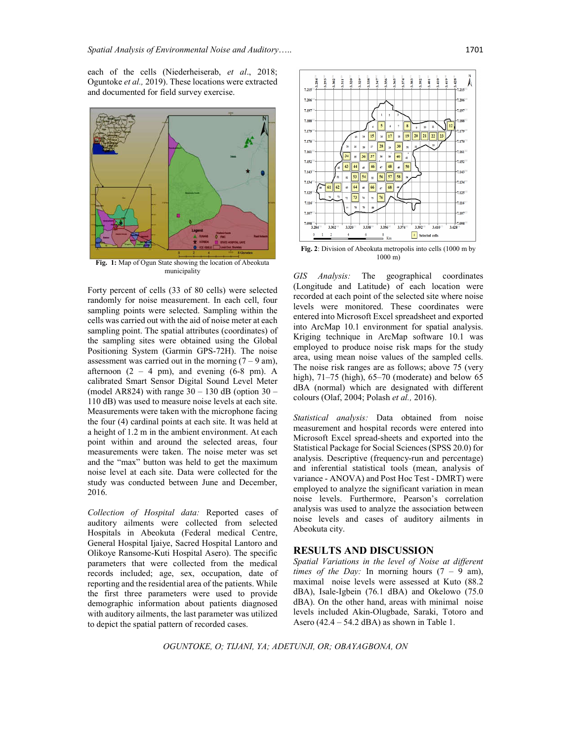each of the cells (Niederheiserab, *et al*., 2018; Oguntoke *et al.,* 2019). These locations were extracted and documented for field survey exercise.

**Fig. 1:** Map of Ogun State showing the location of Abeokuta municipality

Forty percent of cells (33 of 80 cells) were selected randomly for noise measurement. In each cell, four sampling points were selected. Sampling within the cells was carried out with the aid of noise meter at each sampling point. The spatial attributes (coordinates) of the sampling sites were obtained using the Global Positioning System (Garmin GPS-72H). The noise assessment was carried out in the morning (7 – 9 am), afternoon (2 – 4 pm), and evening (6-8 pm). A calibrated Smart Sensor Digital Sound Level Meter (model AR824) with range 30 – 130 dB (option 30 – 110 dB) was used to measure noise levels at each site. Measurements were taken with the microphone facing the four (4) cardinal points at each site. It was held at a height of 1.2 m in the ambient environment. At each point within and around the selected areas, four measurements were taken. The noise meter was set and the "max" button was held to get the maximum noise level at each site. Data were collected for the study was conducted between June and December, 2016.

*Collection of Hospital data:* Reported cases of auditory ailments were collected from selected Hospitals in Abeokuta (Federal medical Centre, General Hospital Ijaiye, Sacred Hospital Lantoro and Olikoye Ransome-Kuti Hospital Asero). The specific parameters that were collected from the medical records included; age, sex, occupation, date of reporting and the residential area of the patients. While the first three parameters were used to provide demographic information about patients diagnosed with auditory ailments, the last parameter was utilized to depict the spatial pattern of recorded cases.

**Fig. 2**: Division of Abeokuta metropolis into cells (1000 m by 1000 m)

*GIS Analysis:* The geographical coordinates (Longitude and Latitude) of each location were recorded at each point of the selected site where noise levels were monitored. These coordinates were entered into Microsoft Excel spreadsheet and exported into ArcMap 10.1 environment for spatial analysis. Kriging technique in ArcMap software 10.1 was employed to produce noise risk maps for the study area, using mean noise values of the sampled cells. The noise risk ranges are as follows; above 75 (very high), 71–75 (high), 65–70 (moderate) and below 65 dBA (normal) which are designated with different colours (Olaf, 2004; Polash *et al.,* 2016).

*Statistical analysis:* Data obtained from noise measurement and hospital records were entered into Microsoft Excel spread-sheets and exported into the Statistical Package for Social Sciences (SPSS 20.0) for analysis. Descriptive (frequency-run and percentage) and inferential statistical tools (mean, analysis of variance - ANOVA) and Post Hoc Test - DMRT) were employed to analyze the significant variation in mean noise levels. Furthermore, Pearson's correlation analysis was used to analyze the association between noise levels and cases of auditory ailments in Abeokuta city.

## RESULTS AND DISCUSSION

*Spatial Variations in the level of Noise at different times of the Day:* In morning hours (7 – 9 am), maximal noise levels were assessed at Kuto (88.2 dBA), Isale-Igbein (76.1 dBA) and Okelowo (75.0 dBA). On the other hand, areas with minimal noise levels included Akin-Olugbade, Saraki, Totoro and Asero (42.4 – 54.2 dBA) as shown in Table 1.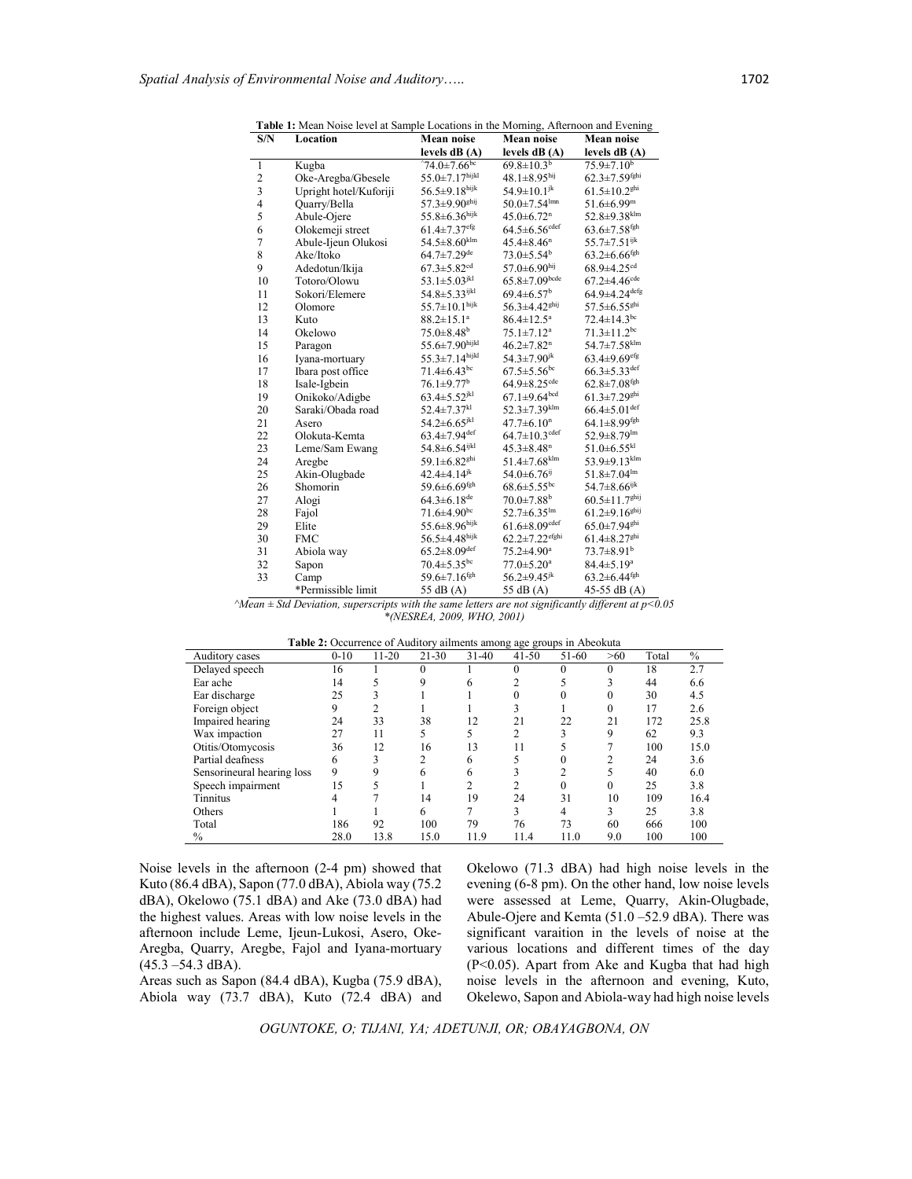**Table 1:** Mean Noise level at Sample Locations in the Morning, Afternoon and Evening

| S/N | Location | Mean noise levels dB (A) | Mean noise levels dB (A) | Mean noise levels dB (A) |
|---|---|---|---|---|
| 1 | Kugba | ^74.0±7.66$^{bc}$ | 69.8±10.3$^{b}$ | 75.9±7.10$^{b}$ |
| 2 | Oke-Aregba/Gbesele | 55.0±7.17$^{hijkl}$ | 48.1±8.95$^{hij}$ | 62.3±7.59$^{fghi}$ |
| 3 | Upright hotel/Kuforiji | 56.5±9.18$^{hijk}$ | 54.9±10.1$^{jk}$ | 61.5±10.2$^{ghi}$ |
| 4 | Quarry/Bella | 57.3±9.90$^{ghij}$ | 50.0±7.54$^{lmn}$ | 51.6±6.99$^{m}$ |
| 5 | Abule-Ojere | 55.8±6.36$^{hijk}$ | 45.0±6.72$^{n}$ | 52.8±9.38$^{klm}$ |
| 6 | Olokemeji street | 61.4±7.37$^{efg}$ | 64.5±6.56$^{cdef}$ | 63.6±7.58$^{fgh}$ |
| 7 | Abule-Ijeun Olukosi | 54.5±8.60$^{klm}$ | 45.4±8.46$^{n}$ | 55.7±7.51$^{ijk}$ |
| 8 | Ake/Itoko | 64.7±7.29$^{de}$ | 73.0±5.54$^{b}$ | 63.2±6.66$^{fgh}$ |
| 9 | Adedotun/Ikija | 67.3±5.82$^{cd}$ | 57.0±6.90$^{hij}$ | 68.9±4.25$^{cd}$ |
| 10 | Totoro/Olowu | 53.1±5.03$^{jkl}$ | 65.8±7.09$^{bcde}$ | 67.2±4.46$^{cde}$ |
| 11 | Sokori/Elemere | 54.8±5.33$^{ijkl}$ | 69.4±6.57$^{b}$ | 64.9±4.24$^{defg}$ |
| 12 | Olomore | 55.7±10.1$^{hijk}$ | 56.3±4.42$^{ghij}$ | 57.5±6.55$^{ghi}$ |
| 13 | Kuto | 88.2±15.1$^{a}$ | 86.4±12.5$^{a}$ | 72.4±14.3$^{bc}$ |
| 14 | Okelowo | 75.0±8.48$^{b}$ | 75.1±7.12$^{a}$ | 71.3±11.2$^{bc}$ |
| 15 | Paragon | 55.6±7.90$^{hijkl}$ | 46.2±7.82$^{n}$ | 54.7±7.58$^{klm}$ |
| 16 | Iyana-mortuary | 55.3±7.14$^{hijkl}$ | 54.3±7.90$^{jk}$ | 63.4±9.69$^{efg}$ |
| 17 | Ibara post office | 71.4±6.43$^{bc}$ | 67.5±5.56$^{bc}$ | 66.3±5.33$^{def}$ |
| 18 | Isale-Igbein | 76.1±9.77$^{b}$ | 64.9±8.25$^{cde}$ | 62.8±7.08$^{fgh}$ |
| 19 | Onikoko/Adigbe | 63.4±5.52$^{jkl}$ | 67.1±9.64$^{bcd}$ | 61.3±7.29$^{ghi}$ |
| 20 | Saraki/Obada road | 52.4±7.37$^{kl}$ | 52.3±7.39$^{klm}$ | 66.4±5.01$^{def}$ |
| 21 | Asero | 54.2±6.65$^{jkl}$ | 47.7±6.10$^{n}$ | 64.1±8.99$^{fgh}$ |
| 22 | Olokuta-Kemta | 63.4±7.94$^{def}$ | 64.7±10.3$^{cdef}$ | 52.9±8.79$^{lm}$ |
| 23 | Leme/Sam Ewang | 54.8±6.54$^{ijkl}$ | 45.3±8.48$^{n}$ | 51.0±6.55$^{kl}$ |
| 24 | Aregbe | 59.1±6.82$^{ghi}$ | 51.4±7.68$^{klm}$ | 53.9±9.13$^{klm}$ |
| 25 | Akin-Olugbade | 42.4±4.14$^{jk}$ | 54.0±6.76$^{ij}$ | 51.8±7.04$^{lm}$ |
| 26 | Shomorin | 59.6±6.69$^{fgh}$ | 68.6±5.55$^{bc}$ | 54.7±8.66$^{ijk}$ |
| 27 | Alogi | 64.3±6.18$^{de}$ | 70.0±7.88$^{b}$ | 60.5±11.7$^{ghij}$ |
| 28 | Fajol | 71.6±4.90$^{bc}$ | 52.7±6.35$^{lm}$ | 61.2±9.16$^{ghij}$ |
| 29 | Elite | 55.6±8.96$^{hijk}$ | 61.6±8.09$^{cdef}$ | 65.0±7.94$^{ghi}$ |
| 30 | FMC | 56.5±4.48$^{hijk}$ | 62.2±7.22$^{efghi}$ | 61.4±8.27$^{ghi}$ |
| 31 | Abiola way | 65.2±8.09$^{def}$ | 75.2±4.90$^{a}$ | 73.7±8.91$^{b}$ |
| 32 | Sapon | 70.4±5.35$^{bc}$ | 77.0±5.20$^{a}$ | 84.4±5.19$^{a}$ |
| 33 | Camp | 59.6±7.16$^{fgh}$ | 56.2±9.45$^{jk}$ | 63.2±6.44$^{fgh}$ |
| | *Permissible limit | 55 dB (A) | 55 dB (A) | 45-55 dB (A) |

*^Mean ± Std Deviation, superscripts with the same letters are not significantly different at p<0.05*
*\*(NESREA, 2009, WHO, 2001)*

**Table 2:** Occurrence of Auditory ailments among age groups in Abeokuta

| Auditory cases | 0-10 | 11-20 | 21-30 | 31-40 | 41-50 | 51-60 | >60 | Total | % |
|---|---|---|---|---|---|---|---|---|---|
| Delayed speech | 16 | 1 | 0 | 1 | 0 | 0 | 0 | 18 | 2.7 |
| Ear ache | 14 | 5 | 9 | 6 | 2 | 5 | 3 | 44 | 6.6 |
| Ear discharge | 25 | 3 | 1 | 1 | 0 | 0 | 0 | 30 | 4.5 |
| Foreign object | 9 | 2 | 1 | 1 | 3 | 1 | 0 | 17 | 2.6 |
| Impaired hearing | 24 | 33 | 38 | 12 | 21 | 22 | 21 | 172 | 25.8 |
| Wax impaction | 27 | 11 | 5 | 5 | 2 | 3 | 9 | 62 | 9.3 |
| Otitis/Otomycosis | 36 | 12 | 16 | 13 | 11 | 5 | 7 | 100 | 15.0 |
| Partial deafness | 6 | 3 | 2 | 6 | 5 | 0 | 2 | 24 | 3.6 |
| Sensorineural hearing loss | 9 | 9 | 6 | 6 | 3 | 2 | 5 | 40 | 6.0 |
| Speech impairment | 15 | 5 | 1 | 2 | 2 | 0 | 0 | 25 | 3.8 |
| Tinnitus | 4 | 7 | 14 | 19 | 24 | 31 | 10 | 109 | 16.4 |
| Others | 1 | 1 | 6 | 7 | 3 | 4 | 3 | 25 | 3.8 |
| Total | 186 | 92 | 100 | 79 | 76 | 73 | 60 | 666 | 100 |
| % | 28.0 | 13.8 | 15.0 | 11.9 | 11.4 | 11.0 | 9.0 | 100 | 100 |

Noise levels in the afternoon (2-4 pm) showed that Kuto (86.4 dBA), Sapon (77.0 dBA), Abiola way (75.2 dBA), Okelowo (75.1 dBA) and Ake (73.0 dBA) had the highest values. Areas with low noise levels in the afternoon include Leme, Ijeun-Lukosi, Asero, Oke-Aregba, Quarry, Aregbe, Fajol and Iyana-mortuary (45.3 –54.3 dBA).

Areas such as Sapon (84.4 dBA), Kugba (75.9 dBA), Abiola way (73.7 dBA), Kuto (72.4 dBA) and Okelowo (71.3 dBA) had high noise levels in the evening (6-8 pm). On the other hand, low noise levels were assessed at Leme, Quarry, Akin-Olugbade, Abule-Ojere and Kemta (51.0 –52.9 dBA). There was significant varaition in the levels of noise at the various locations and different times of the day ($P<0.05$). Apart from Ake and Kugba that had high noise levels in the afternoon and evening, Kuto, Okelewo, Sapon and Abiola-way had high noise levels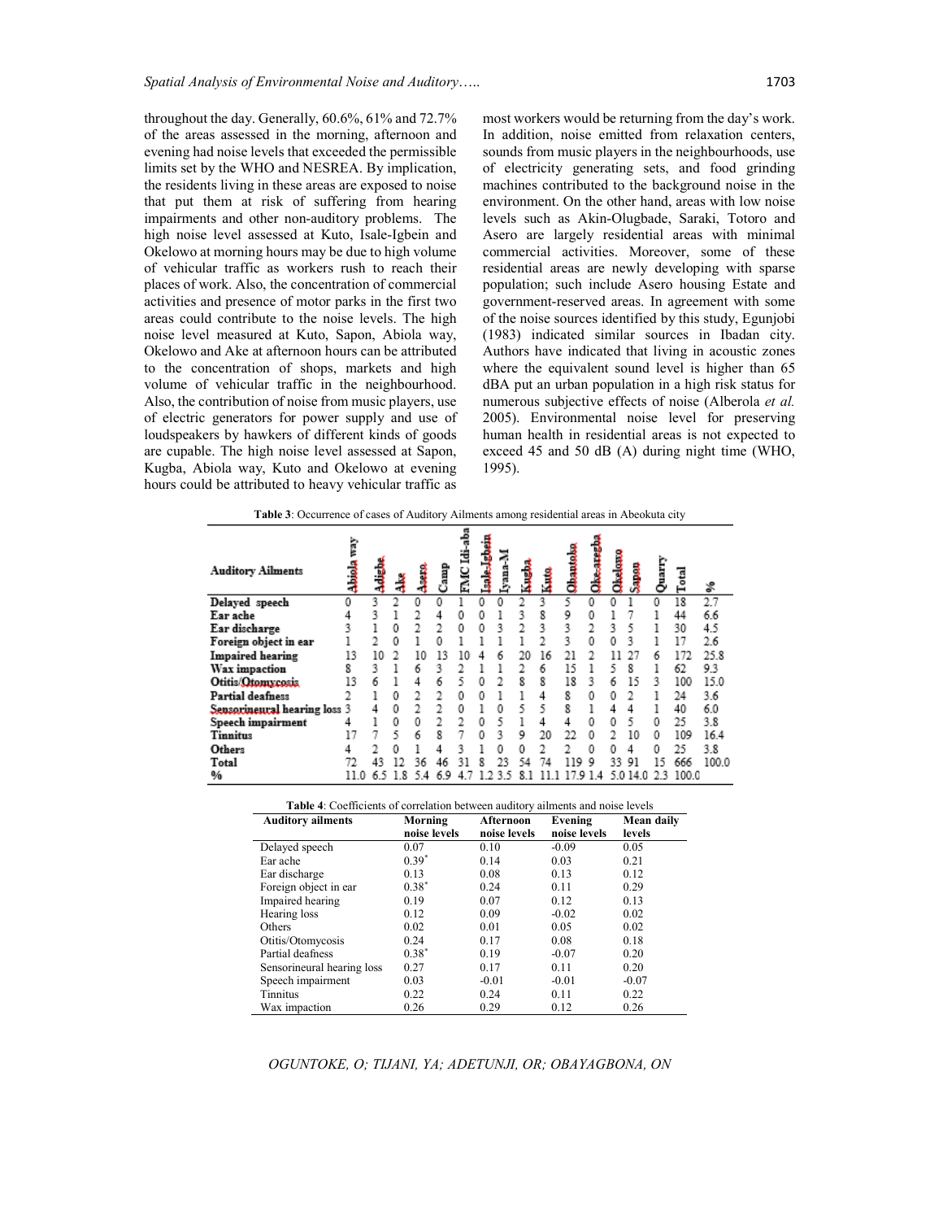throughout the day. Generally, 60.6%, 61% and 72.7% of the areas assessed in the morning, afternoon and evening had noise levels that exceeded the permissible limits set by the WHO and NESREA. By implication, the residents living in these areas are exposed to noise that put them at risk of suffering from hearing impairments and other non-auditory problems. The high noise level assessed at Kuto, Isale-Igbein and Okelowo at morning hours may be due to high volume of vehicular traffic as workers rush to reach their places of work. Also, the concentration of commercial activities and presence of motor parks in the first two areas could contribute to the noise levels. The high noise level measured at Kuto, Sapon, Abiola way, Okelowo and Ake at afternoon hours can be attributed to the concentration of shops, markets and high volume of vehicular traffic in the neighbourhood. Also, the contribution of noise from music players, use of electric generators for power supply and use of loudspeakers by hawkers of different kinds of goods are cupable. The high noise level assessed at Sapon, Kugba, Abiola way, Kuto and Okelowo at evening hours could be attributed to heavy vehicular traffic as most workers would be returning from the day's work. In addition, noise emitted from relaxation centers, sounds from music players in the neighbourhoods, use of electricity generating sets, and food grinding machines contributed to the background noise in the environment. On the other hand, areas with low noise levels such as Akin-Olugbade, Saraki, Totoro and Asero are largely residential areas with minimal commercial activities. Moreover, some of these residential areas are newly developing with sparse population; such include Asero housing Estate and government-reserved areas. In agreement with some of the noise sources identified by this study, Egunjobi (1983) indicated similar sources in Ibadan city. Authors have indicated that living in acoustic zones where the equivalent sound level is higher than 65 dBA put an urban population in a high risk status for numerous subjective effects of noise (Alberola *et al.* 2005). Environmental noise level for preserving human health in residential areas is not expected to exceed 45 and 50 dB (A) during night time (WHO, 1995).

**Table 3**: Occurrence of cases of Auditory Ailments among residential areas in Abeokuta city

| Auditory Ailments | Abiola way | Adigbe | Ake | Asero | Camp | FMC Idi-aba | Isale-Igbein | Iyana-M | Kugba | Kuto | Obantoko | Oke-aregba | Okelowo | Sapon | Quarry | Total | % |
|---|---|---|---|---|---|---|---|---|---|---|---|---|---|---|---|---|---|
| Delayed speech | 0 | 3 | 2 | 0 | 0 | 1 | 0 | 0 | 2 | 3 | 5 | 0 | 0 | 1 | 0 | 18 | 2.7 |
| Ear ache | 4 | 3 | 1 | 2 | 4 | 0 | 0 | 1 | 3 | 8 | 9 | 0 | 1 | 7 | 1 | 44 | 6.6 |
| Ear discharge | 3 | 1 | 0 | 2 | 2 | 0 | 0 | 3 | 2 | 3 | 3 | 2 | 3 | 5 | 1 | 30 | 4.5 |
| Foreign object in ear | 1 | 2 | 0 | 1 | 0 | 1 | 1 | 1 | 1 | 2 | 3 | 0 | 0 | 3 | 1 | 17 | 2.6 |
| Impaired hearing | 13 | 10 | 2 | 10 | 13 | 10 | 4 | 6 | 20 | 16 | 21 | 2 | 11 | 27 | 6 | 172 | 25.8 |
| Wax impaction | 8 | 3 | 1 | 6 | 3 | 2 | 1 | 1 | 2 | 6 | 15 | 1 | 5 | 8 | 1 | 62 | 9.3 |
| Otitis/Otomycosis | 13 | 6 | 1 | 4 | 6 | 5 | 0 | 2 | 8 | 8 | 18 | 3 | 6 | 15 | 3 | 100 | 15.0 |
| Partial deafness | 2 | 1 | 0 | 2 | 2 | 0 | 0 | 1 | 1 | 4 | 8 | 0 | 0 | 2 | 1 | 24 | 3.6 |
| Sensorineural hearing loss | 3 | 4 | 0 | 2 | 2 | 0 | 1 | 0 | 5 | 5 | 8 | 1 | 4 | 4 | 1 | 40 | 6.0 |
| Speech impairment | 4 | 1 | 0 | 0 | 2 | 2 | 0 | 5 | 1 | 4 | 4 | 0 | 0 | 5 | 0 | 25 | 3.8 |
| Tinnitus | 17 | 7 | 5 | 6 | 8 | 7 | 0 | 3 | 9 | 20 | 22 | 0 | 2 | 10 | 0 | 109 | 16.4 |
| Others | 4 | 2 | 0 | 1 | 4 | 3 | 1 | 0 | 0 | 2 | 2 | 0 | 0 | 4 | 0 | 25 | 3.8 |
| Total | 72 | 43 | 12 | 36 | 46 | 31 | 8 | 23 | 54 | 74 | 119 | 9 | 33 | 91 | 15 | 666 | 100.0 |
| % | 11.0 | 6.5 | 1.8 | 5.4 | 6.9 | 4.7 | 1.2 | 3.5 | 8.1 | 11.1 | 17.9 | 1.4 | 5.0 | 14.0 | 2.3 | 100.0 | |

**Table 4**: Coefficients of correlation between auditory ailments and noise levels

| Auditory ailments | Morning noise levels | Afternoon noise levels | Evening noise levels | Mean daily levels |
|---|---|---|---|---|
| Delayed speech | 0.07 | 0.10 | -0.09 | 0.05 |
| Ear ache | 0.39* | 0.14 | 0.03 | 0.21 |
| Ear discharge | 0.13 | 0.08 | 0.13 | 0.12 |
| Foreign object in ear | 0.38* | 0.24 | 0.11 | 0.29 |
| Impaired hearing | 0.19 | 0.07 | 0.12 | 0.13 |
| Hearing loss | 0.12 | 0.09 | -0.02 | 0.02 |
| Others | 0.02 | 0.01 | 0.05 | 0.02 |
| Otitis/Otomycosis | 0.24 | 0.17 | 0.08 | 0.18 |
| Partial deafness | 0.38* | 0.19 | -0.07 | 0.20 |
| Sensorineural hearing loss | 0.27 | 0.17 | 0.11 | 0.20 |
| Speech impairment | 0.03 | -0.01 | -0.01 | -0.07 |
| Tinnitus | 0.22 | 0.24 | 0.11 | 0.22 |
| Wax impaction | 0.26 | 0.29 | 0.12 | 0.26 |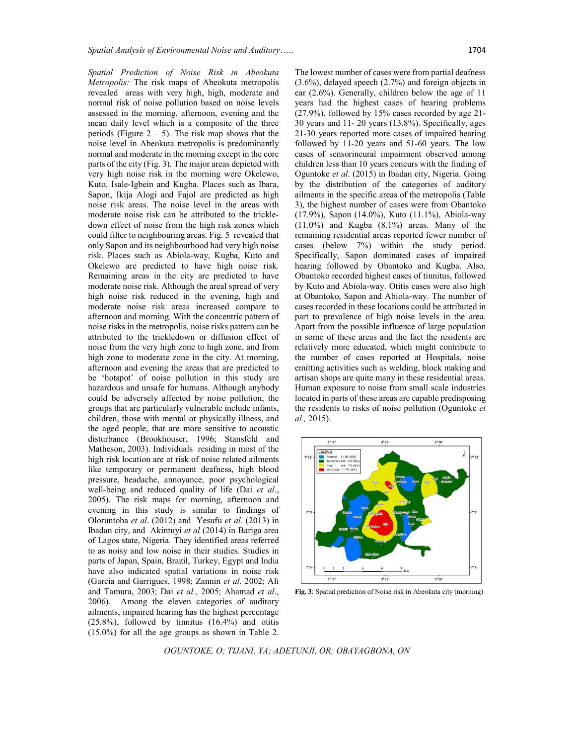*Spatial Prediction of Noise Risk in Abeokuta Metropolis:* The risk maps of Abeokuta metropolis revealed areas with very high, high, moderate and normal risk of noise pollution based on noise levels assessed in the morning, afternoon, evening and the mean daily level which is a composite of the three periods (Figure 2 – 5). The risk map shows that the noise level in Abeokuta metropolis is predominantly normal and moderate in the morning except in the core parts of the city (Fig. 3). The major areas depicted with very high noise risk in the morning were Okelewo, Kuto, Isale-Igbein and Kugba. Places such as Ibara, Sapon, Ikija Alogi and Fajol are predicted as high noise risk areas. The noise level in the areas with moderate noise risk can be attributed to the trickle-down effect of noise from the high risk zones which could filter to neighbouring areas. Fig. 5 revealed that only Sapon and its neighbourhood had very high noise risk. Places such as Abiola-way, Kugba, Kuto and Okelewo are predicted to have high noise risk. Remaining areas in the city are predicted to have moderate noise risk. Although the areal spread of very high noise risk reduced in the evening, high and moderate noise risk areas increased compare to afternoon and morning. With the concentric pattern of noise risks in the metropolis, noise risks pattern can be attributed to the trickledown or diffusion effect of noise from the very high zone to high zone, and from high zone to moderate zone in the city. At morning, afternoon and evening the areas that are predicted to be 'hotspot' of noise pollution in this study are hazardous and unsafe for humans. Although anybody could be adversely affected by noise pollution, the groups that are particularly vulnerable include infants, children, those with mental or physically illness, and the aged people, that are more sensitive to acoustic disturbance (Brookhouser, 1996; Stansfeld and Matheson, 2003). Individuals residing in most of the high risk location are at risk of noise related ailments like temporary or permanent deafness, high blood pressure, headache, annoyance, poor psychological well-being and reduced quality of life (Dai *et al*., 2005). The risk maps for morning, afternoon and evening in this study is similar to findings of Oloruntoba *et al*. (2012) and Yesufu *et al.* (2013) in Ibadan city, and Akintuyi *et al* (2014) in Bariga area of Lagos state, Nigeria. They identified areas referred to as noisy and low noise in their studies. Studies in parts of Japan, Spain, Brazil, Turkey, Egypt and India have also indicated spatial variations in noise risk (Garcia and Garrigues, 1998; Zannin *et al*. 2002; Ali and Tamura, 2003; Dai *et al.,* 2005; Ahamad *et al*., 2006). Among the eleven categories of auditory ailments, impaired hearing has the highest percentage (25.8%), followed by tinnitus (16.4%) and otitis (15.0%) for all the age groups as shown in Table 2. The lowest number of cases were from partial deafness (3.6%), delayed speech (2.7%) and foreign objects in ear (2.6%). Generally, children below the age of 11 years had the highest cases of hearing problems (27.9%), followed by 15% cases recorded by age 21-30 years and 11- 20 years (13.8%). Specifically, ages 21-30 years reported more cases of impaired hearing followed by 11-20 years and 51-60 years. The low cases of sensorineural impairment observed among children less than 10 years concurs with the finding of Oguntoke *et al*. (2015) in Ibadan city, Nigeria. Going by the distribution of the categories of auditory ailments in the specific areas of the metropolis (Table 3), the highest number of cases were from Obantoko (17.9%), Sapon (14.0%), Kuto (11.1%), Abiola-way (11.0%) and Kugba (8.1%) areas. Many of the remaining residential areas reported fewer number of cases (below 7%) within the study period. Specifically, Sapon dominated cases of impaired hearing followed by Obantoko and Kugba. Also, Obantoko recorded highest cases of tinnitus, followed by Kuto and Abiola-way. Otitis cases were also high at Obantoko, Sapon and Abiola-way. The number of cases recorded in these locations could be attributed in part to prevalence of high noise levels in the area. Apart from the possible influence of large population in some of these areas and the fact the residents are relatively more educated, which might contribute to the number of cases reported at Hospitals, noise emitting activities such as welding, block making and artisan shops are quite many in these residential areas. Human exposure to noise from small scale industries located in parts of these areas are capable predisposing the residents to risks of noise pollution (Oguntoke *et al.,* 2015).

**Fig. 3**: Spatial prediction of Noise risk in Abeokuta city (morning)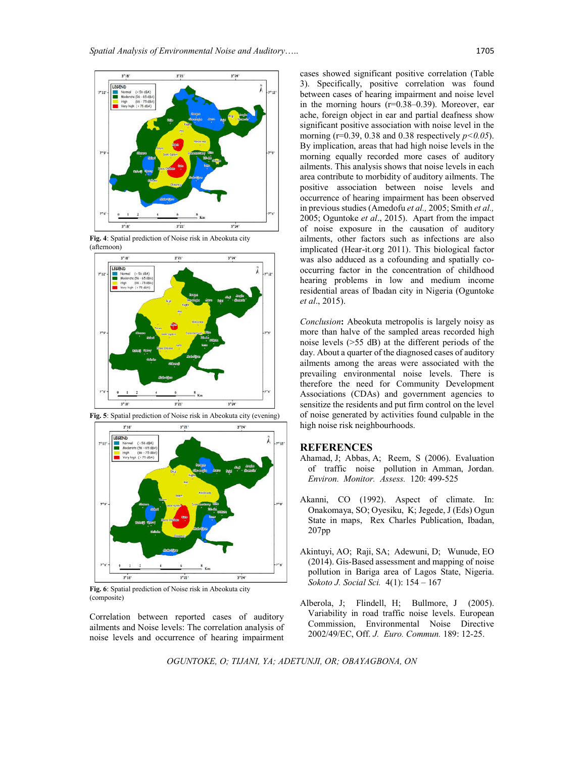Fig. 4: Spatial prediction of Noise risk in Abeokuta city (afternoon)

Fig. 5: Spatial prediction of Noise risk in Abeokuta city (evening)

Fig. 6: Spatial prediction of Noise risk in Abeokuta city (composite)

Correlation between reported cases of auditory ailments and Noise levels: The correlation analysis of noise levels and occurrence of hearing impairment cases showed significant positive correlation (Table 3). Specifically, positive correlation was found between cases of hearing impairment and noise level in the morning hours (r=0.38–0.39). Moreover, ear ache, foreign object in ear and partial deafness show significant positive association with noise level in the morning (r=0.39, 0.38 and 0.38 respectively $p<0.05$). By implication, areas that had high noise levels in the morning equally recorded more cases of auditory ailments. This analysis shows that noise levels in each area contribute to morbidity of auditory ailments. The positive association between noise levels and occurrence of hearing impairment has been observed in previous studies (Amedofu *et al.,* 2005; Smith *et al.,* 2005; Oguntoke *et al*., 2015). Apart from the impact of noise exposure in the causation of auditory ailments, other factors such as infections are also implicated (Hear-it.org 2011). This biological factor was also adduced as a cofounding and spatially co-occurring factor in the concentration of childhood hearing problems in low and medium income residential areas of Ibadan city in Nigeria (Oguntoke *et al*., 2015).

*Conclusion*: Abeokuta metropolis is largely noisy as more than halve of the sampled areas recorded high noise levels (>55 dB) at the different periods of the day. About a quarter of the diagnosed cases of auditory ailments among the areas were associated with the prevailing environmental noise levels. There is therefore the need for Community Development Associations (CDAs) and government agencies to sensitize the residents and put firm control on the level of noise generated by activities found culpable in the high noise risk neighbourhoods.

## REFERENCES

Ahamad, J; Abbas, A; Reem, S (2006). Evaluation of traffic noise pollution in Amman, Jordan. *Environ. Monitor. Assess.* 120: 499-525

Akanni, CO (1992). Aspect of climate. In: Onakomaya, SO; Oyesiku, K; Jegede, J (Eds) Ogun State in maps, Rex Charles Publication, Ibadan, 207pp

Akintuyi, AO; Raji, SA; Adewuni, D; Wunude, EO (2014). Gis-Based assessment and mapping of noise pollution in Bariga area of Lagos State, Nigeria. *Sokoto J. Social Sci.* 4(1): 154 – 167

Alberola, J; Flindell, H; Bullmore, J (2005). Variability in road traffic noise levels. European Commission, Environmental Noise Directive 2002/49/EC, Off. *J. Euro. Commun.* 189: 12-25.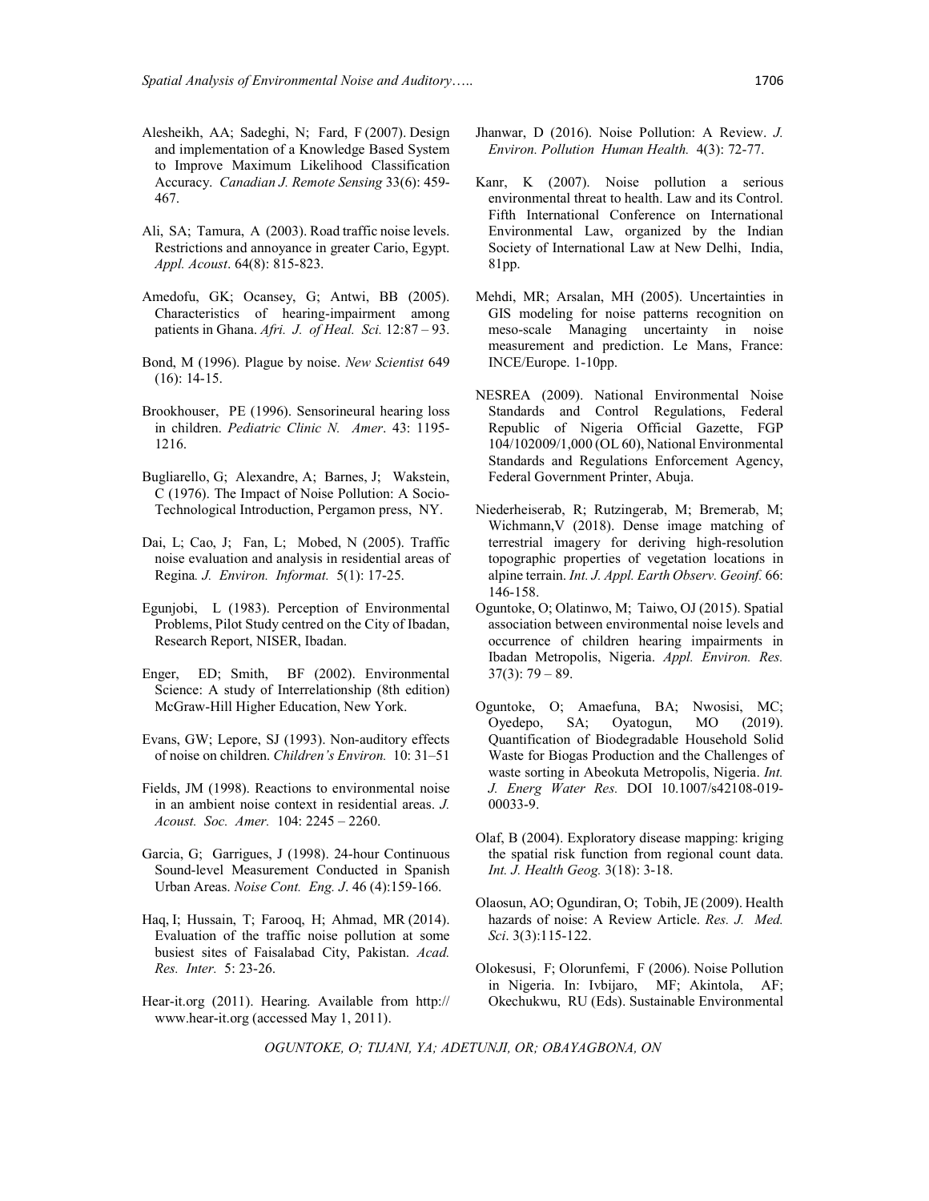Alesheikh, AA; Sadeghi, N; Fard, F (2007). Design and implementation of a Knowledge Based System to Improve Maximum Likelihood Classification Accuracy. *Canadian J. Remote Sensing* 33(6): 459-467.

Ali, SA; Tamura, A (2003). Road traffic noise levels. Restrictions and annoyance in greater Cario, Egypt. *Appl. Acoust*. 64(8): 815-823.

Amedofu, GK; Ocansey, G; Antwi, BB (2005). Characteristics of hearing-impairment among patients in Ghana. *Afri. J. of Heal. Sci.* 12:87 – 93.

Bond, M (1996). Plague by noise. *New Scientist* 649 (16): 14-15.

Brookhouser, PE (1996). Sensorineural hearing loss in children. *Pediatric Clinic N. Amer*. 43: 1195-1216.

Bugliarello, G; Alexandre, A; Barnes, J; Wakstein, C (1976). The Impact of Noise Pollution: A Socio-Technological Introduction, Pergamon press, NY.

Dai, L; Cao, J; Fan, L; Mobed, N (2005). Traffic noise evaluation and analysis in residential areas of Regina*. J. Environ. Informat.* 5(1): 17-25.

Egunjobi, L (1983). Perception of Environmental Problems, Pilot Study centred on the City of Ibadan, Research Report, NISER, Ibadan.

Enger, ED; Smith, BF (2002). Environmental Science: A study of Interrelationship (8th edition) McGraw-Hill Higher Education, New York.

Evans, GW; Lepore, SJ (1993). Non-auditory effects of noise on children. *Children's Environ.* 10: 31–51

Fields, JM (1998). Reactions to environmental noise in an ambient noise context in residential areas. *J. Acoust. Soc. Amer.* 104: 2245 – 2260.

Garcia, G; Garrigues, J (1998). 24-hour Continuous Sound-level Measurement Conducted in Spanish Urban Areas. *Noise Cont. Eng. J*. 46 (4):159-166.

Haq, I; Hussain, T; Farooq, H; Ahmad, MR (2014). Evaluation of the traffic noise pollution at some busiest sites of Faisalabad City, Pakistan. *Acad. Res. Inter.* 5: 23-26.

Hear-it.org (2011). Hearing. Available from http://www.hear-it.org (accessed May 1, 2011).

Jhanwar, D (2016). Noise Pollution: A Review. *J. Environ. Pollution Human Health.* 4(3): 72-77.

Kanr, K (2007). Noise pollution a serious environmental threat to health. Law and its Control. Fifth International Conference on International Environmental Law, organized by the Indian Society of International Law at New Delhi, India, 81pp.

Mehdi, MR; Arsalan, MH (2005). Uncertainties in GIS modeling for noise patterns recognition on meso-scale Managing uncertainty in noise measurement and prediction. Le Mans, France: INCE/Europe. 1-10pp.

NESREA (2009). National Environmental Noise Standards and Control Regulations, Federal Republic of Nigeria Official Gazette, FGP 104/102009/1,000 (OL 60), National Environmental Standards and Regulations Enforcement Agency, Federal Government Printer, Abuja.

Niederheiserab, R; Rutzingerab, M; Bremerab, M; Wichmann,V (2018). Dense image matching of terrestrial imagery for deriving high-resolution topographic properties of vegetation locations in alpine terrain. *Int. J. Appl. Earth Observ. Geoinf.* 66: 146-158.

Oguntoke, O; Olatinwo, M; Taiwo, OJ (2015). Spatial association between environmental noise levels and occurrence of children hearing impairments in Ibadan Metropolis, Nigeria. *Appl. Environ. Res.* 37(3): 79 – 89.

Oguntoke, O; Amaefuna, BA; Nwosisi, MC; Oyedepo, SA; Oyatogun, MO (2019). Quantification of Biodegradable Household Solid Waste for Biogas Production and the Challenges of waste sorting in Abeokuta Metropolis, Nigeria. *Int. J. Energ Water Res.* DOI 10.1007/s42108-019-00033-9.

Olaf, B (2004). Exploratory disease mapping: kriging the spatial risk function from regional count data. *Int. J. Health Geog.* 3(18): 3-18.

Olaosun, AO; Ogundiran, O; Tobih, JE (2009). Health hazards of noise: A Review Article. *Res. J. Med. Sci*. 3(3):115-122.

Olokesusi, F; Olorunfemi, F (2006). Noise Pollution in Nigeria. In: Ivbijaro, MF; Akintola, AF; Okechukwu, RU (Eds). Sustainable Environmental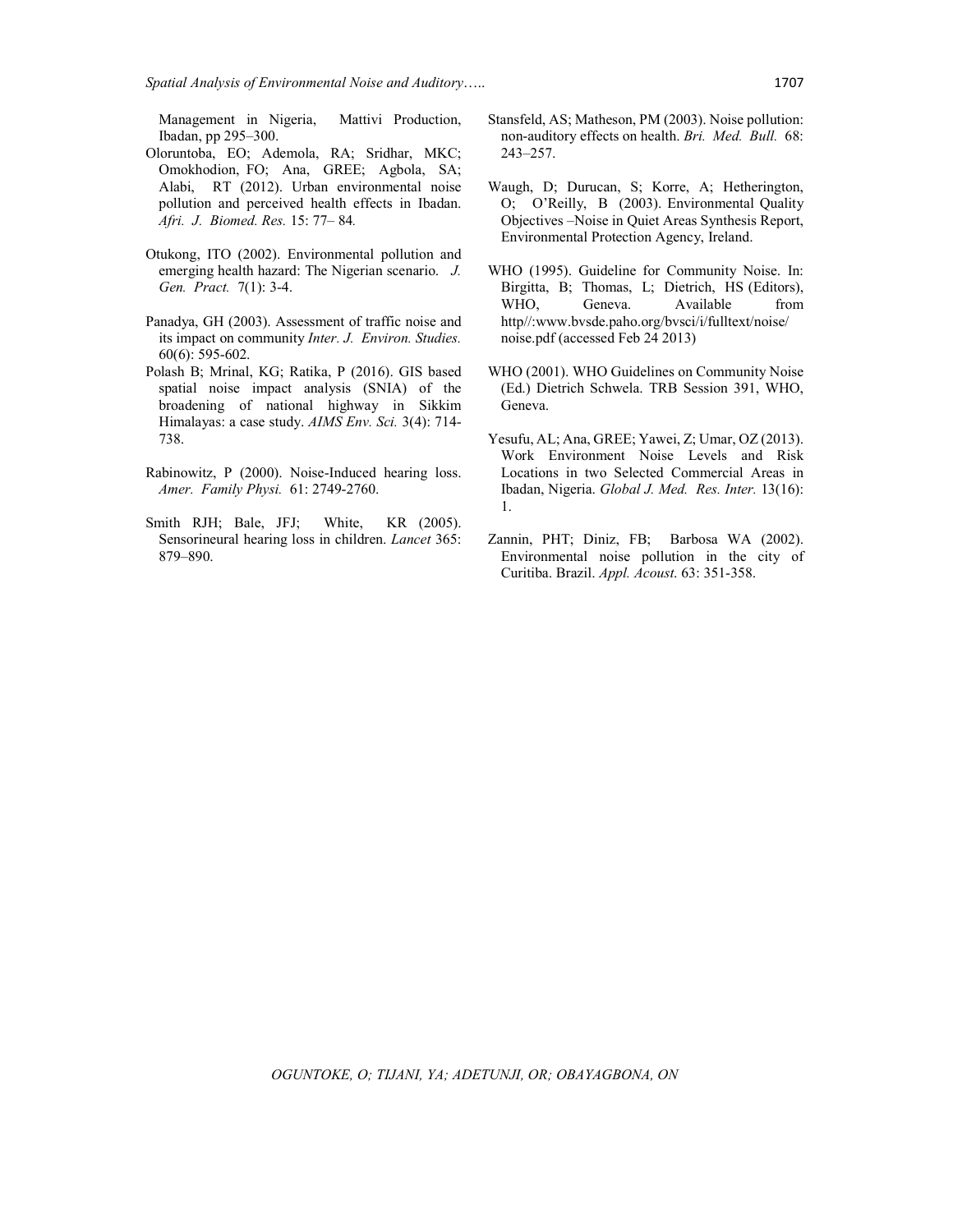Management in Nigeria, Mattivi Production, Ibadan, pp 295–300.

Oloruntoba, EO; Ademola, RA; Sridhar, MKC; Omokhodion, FO; Ana, GREE; Agbola, SA; Alabi, RT (2012). Urban environmental noise pollution and perceived health effects in Ibadan. *Afri. J. Biomed. Res.* 15: 77– 84*.*

Otukong, ITO (2002). Environmental pollution and emerging health hazard: The Nigerian scenario. *J. Gen. Pract.* 7(1): 3-4.

Panadya, GH (2003). Assessment of traffic noise and its impact on community *Inter. J. Environ. Studies.* 60(6): 595-602.

Polash B; Mrinal, KG; Ratika, P (2016). GIS based spatial noise impact analysis (SNIA) of the broadening of national highway in Sikkim Himalayas: a case study. *AIMS Env. Sci.* 3(4): 714-738.

Rabinowitz, P (2000). Noise-Induced hearing loss. *Amer. Family Physi.* 61: 2749-2760.

Smith RJH; Bale, JFJ; White, KR (2005). Sensorineural hearing loss in children. *Lancet* 365: 879–890.

Stansfeld, AS; Matheson, PM (2003). Noise pollution: non-auditory effects on health. *Bri. Med. Bull.* 68: 243–257.

Waugh, D; Durucan, S; Korre, A; Hetherington, O; O'Reilly, B (2003). Environmental Quality Objectives –Noise in Quiet Areas Synthesis Report, Environmental Protection Agency, Ireland.

WHO (1995). Guideline for Community Noise. In: Birgitta, B; Thomas, L; Dietrich, HS (Editors), WHO, Geneva. Available from http//:www.bvsde.paho.org/bvsci/i/fulltext/noise/noise.pdf (accessed Feb 24 2013)

WHO (2001). WHO Guidelines on Community Noise (Ed.) Dietrich Schwela. TRB Session 391, WHO, Geneva.

Yesufu, AL; Ana, GREE; Yawei, Z; Umar, OZ (2013). Work Environment Noise Levels and Risk Locations in two Selected Commercial Areas in Ibadan, Nigeria. *Global J. Med. Res. Inter.* 13(16): 1.

Zannin, PHT; Diniz, FB; Barbosa WA (2002). Environmental noise pollution in the city of Curitiba. Brazil. *Appl. Acoust*. 63: 351-358.